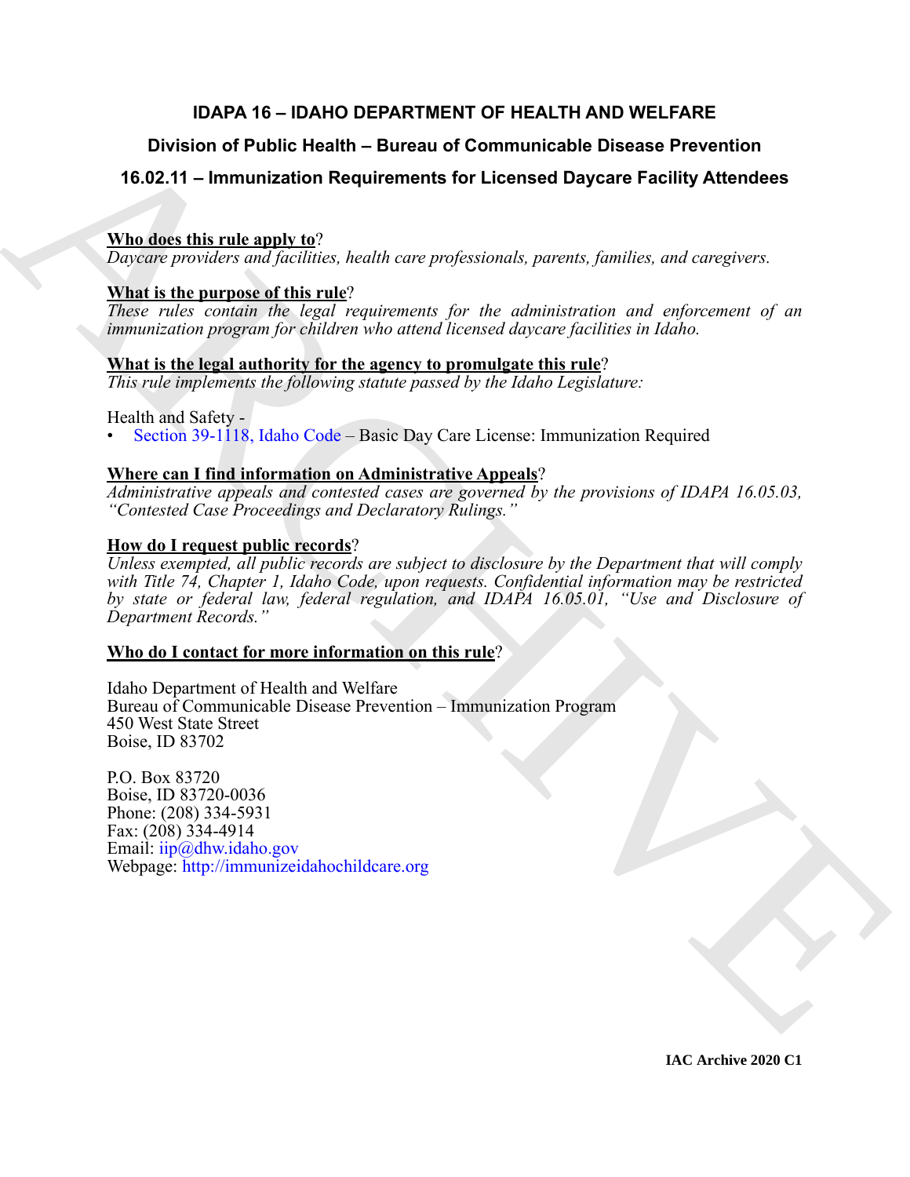# IDAPA 16 – IDAHO DEPARTMENT OF HEALTH AND WELFARE

## Division of Public Health – Bureau of Communicable Disease Prevention

## 16.02.11 – Immunization Requirements for Licensed Daycare Facility Attendees

**Who does this rule apply to**?
*Daycare providers and facilities, health care professionals, parents, families, and caregivers.*

**What is the purpose of this rule**?
*These rules contain the legal requirements for the administration and enforcement of an immunization program for children who attend licensed daycare facilities in Idaho.*

**What is the legal authority for the agency to promulgate this rule**?
*This rule implements the following statute passed by the Idaho Legislature:*

Health and Safety -
- Section 39-1118, Idaho Code – Basic Day Care License: Immunization Required

**Where can I find information on Administrative Appeals**?
*Administrative appeals and contested cases are governed by the provisions of IDAPA 16.05.03, "Contested Case Proceedings and Declaratory Rulings."*

**How do I request public records**?
*Unless exempted, all public records are subject to disclosure by the Department that will comply with Title 74, Chapter 1, Idaho Code, upon requests. Confidential information may be restricted by state or federal law, federal regulation, and IDAPA 16.05.01, "Use and Disclosure of Department Records."*

**Who do I contact for more information on this rule**?

Idaho Department of Health and Welfare
Bureau of Communicable Disease Prevention – Immunization Program
450 West State Street
Boise, ID 83702

P.O. Box 83720
Boise, ID 83720-0036
Phone: (208) 334-5931
Fax: (208) 334-4914
Email: iip@dhw.idaho.gov
Webpage: http://immunizeidahochildcare.org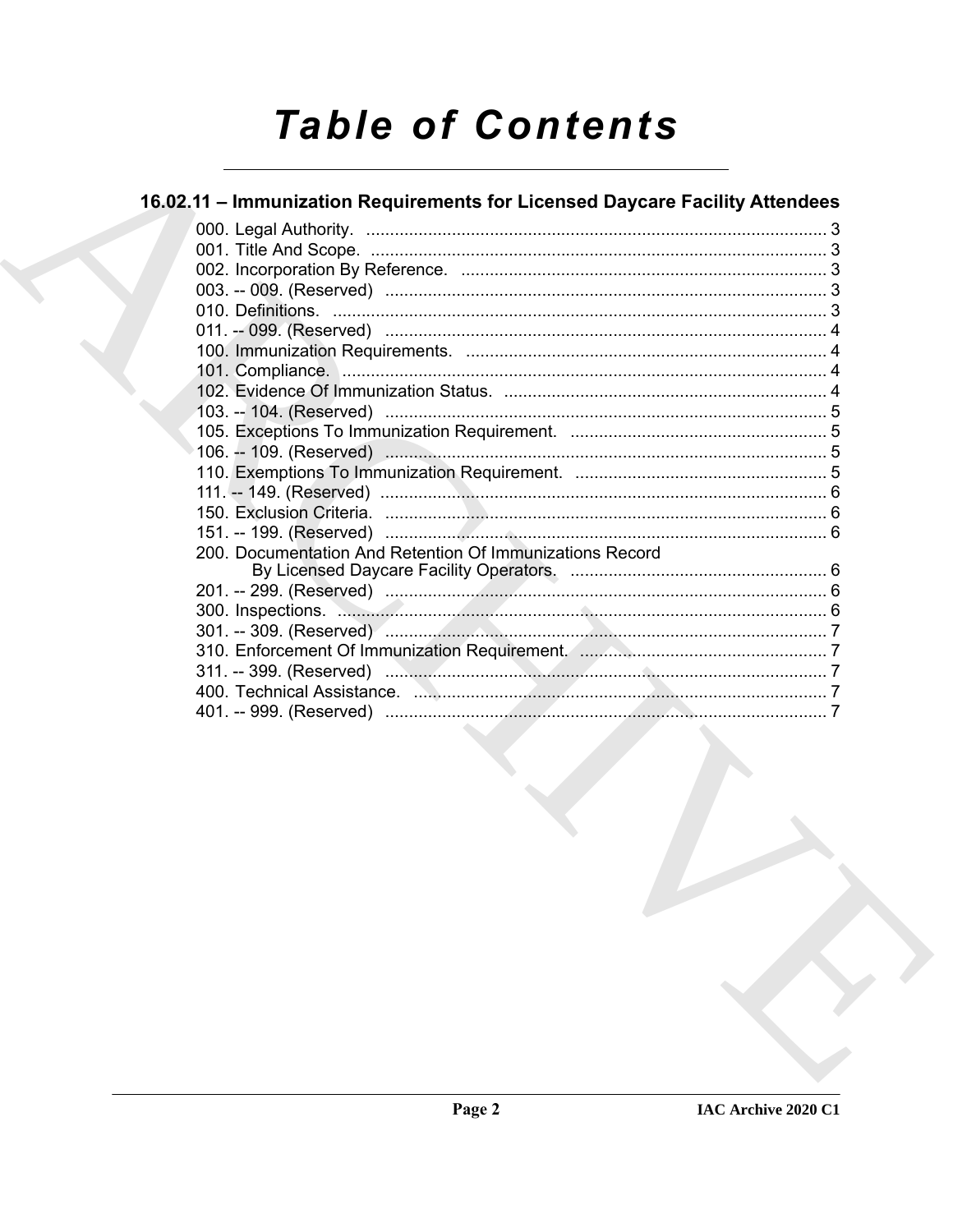# Table of Contents

## 16.02.11 – Immunization Requirements for Licensed Daycare Facility Attendees

000. Legal Authority. ..................................................................................................... 3
001. Title And Scope. ..................................................................................................... 3
002. Incorporation By Reference. ................................................................................. 3
003. -- 009. (Reserved) ................................................................................................. 3
010. Definitions. ............................................................................................................ 3
011. -- 099. (Reserved) ................................................................................................. 4
100. Immunization Requirements. ................................................................................ 4
101. Compliance. ........................................................................................................... 4
102. Evidence Of Immunization Status. ........................................................................ 4
103. -- 104. (Reserved) ................................................................................................. 5
105. Exceptions To Immunization Requirement. .......................................................... 5
106. -- 109. (Reserved) ................................................................................................. 5
110. Exemptions To Immunization Requirement. ......................................................... 5
111. -- 149. (Reserved) ................................................................................................. 6
150. Exclusion Criteria. .................................................................................................. 6
151. -- 199. (Reserved) ................................................................................................. 6
200. Documentation And Retention Of Immunizations Record By Licensed Daycare Facility Operators. ........................................................ 6
201. -- 299. (Reserved) ................................................................................................. 6
300. Inspections. ............................................................................................................ 6
301. -- 309. (Reserved) ................................................................................................. 7
310. Enforcement Of Immunization Requirement. ........................................................ 7
311. -- 399. (Reserved) ................................................................................................. 7
400. Technical Assistance. ............................................................................................ 7
401. -- 999. (Reserved) ................................................................................................. 7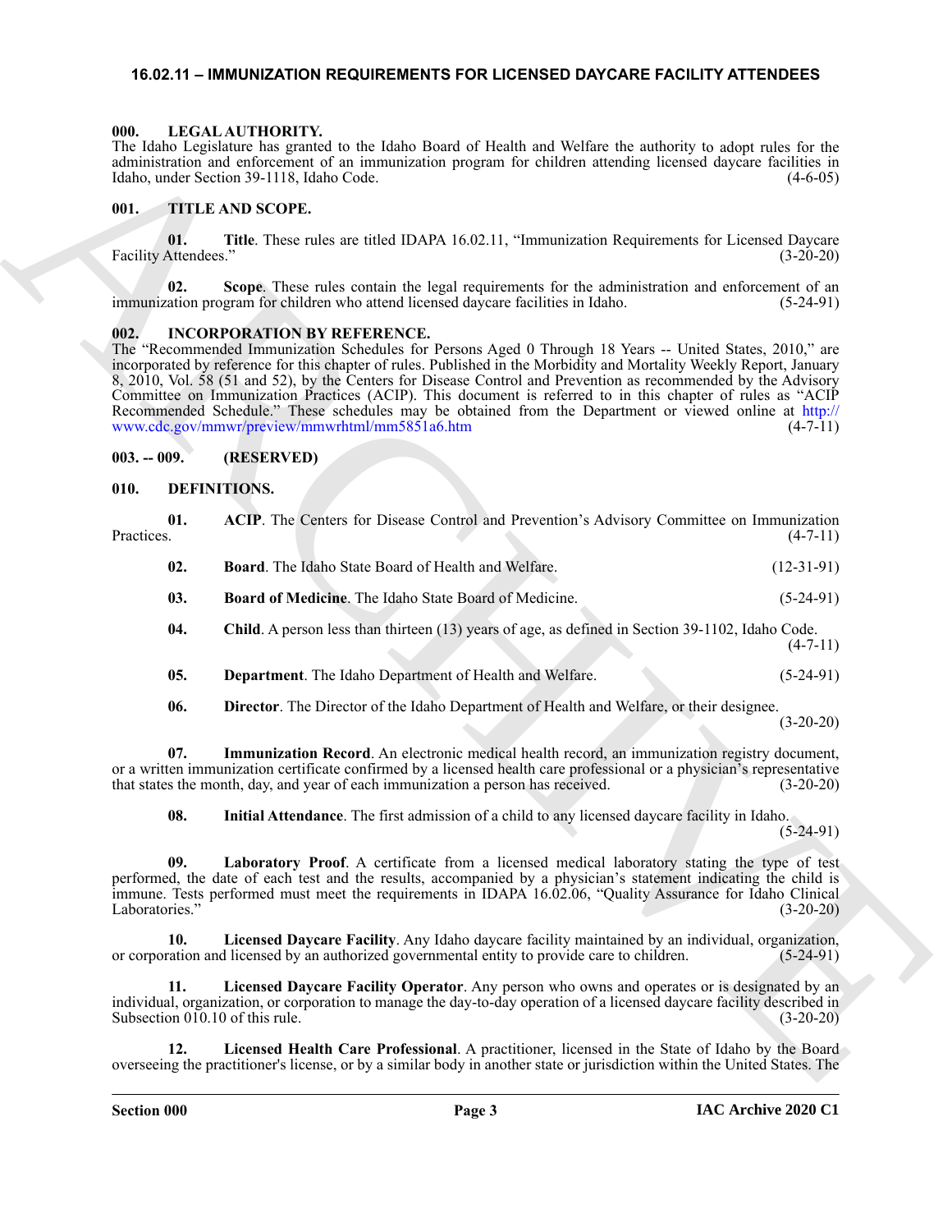## 16.02.11 – IMMUNIZATION REQUIREMENTS FOR LICENSED DAYCARE FACILITY ATTENDEES

### 000. LEGAL AUTHORITY.

The Idaho Legislature has granted to the Idaho Board of Health and Welfare the authority to adopt rules for the administration and enforcement of an immunization program for children attending licensed daycare facilities in Idaho, under Section 39-1118, Idaho Code. (4-6-05)

### 001. TITLE AND SCOPE.

**01. Title**. These rules are titled IDAPA 16.02.11, "Immunization Requirements for Licensed Daycare Facility Attendees." (3-20-20)

**02. Scope**. These rules contain the legal requirements for the administration and enforcement of an immunization program for children who attend licensed daycare facilities in Idaho. (5-24-91)

### 002. INCORPORATION BY REFERENCE.

The "Recommended Immunization Schedules for Persons Aged 0 Through 18 Years -- United States, 2010," are incorporated by reference for this chapter of rules. Published in the Morbidity and Mortality Weekly Report, January 8, 2010, Vol. 58 (51 and 52), by the Centers for Disease Control and Prevention as recommended by the Advisory Committee on Immunization Practices (ACIP). This document is referred to in this chapter of rules as "ACIP Recommended Schedule." These schedules may be obtained from the Department or viewed online at http://www.cdc.gov/mmwr/preview/mmwrhtml/mm5851a6.htm (4-7-11)

### 003. -- 009. (RESERVED)

### 010. DEFINITIONS.

**01. ACIP**. The Centers for Disease Control and Prevention's Advisory Committee on Immunization Practices. (4-7-11)

**02. Board**. The Idaho State Board of Health and Welfare. (12-31-91)

**03. Board of Medicine**. The Idaho State Board of Medicine. (5-24-91)

**04. Child**. A person less than thirteen (13) years of age, as defined in Section 39-1102, Idaho Code. (4-7-11)

**05. Department**. The Idaho Department of Health and Welfare. (5-24-91)

**06. Director**. The Director of the Idaho Department of Health and Welfare, or their designee. (3-20-20)

**07. Immunization Record**. An electronic medical health record, an immunization registry document, or a written immunization certificate confirmed by a licensed health care professional or a physician's representative that states the month, day, and year of each immunization a person has received. (3-20-20)

**08. Initial Attendance**. The first admission of a child to any licensed daycare facility in Idaho. (5-24-91)

**09. Laboratory Proof**. A certificate from a licensed medical laboratory stating the type of test performed, the date of each test and the results, accompanied by a physician's statement indicating the child is immune. Tests performed must meet the requirements in IDAPA 16.02.06, "Quality Assurance for Idaho Clinical Laboratories." (3-20-20)

**10. Licensed Daycare Facility**. Any Idaho daycare facility maintained by an individual, organization, or corporation and licensed by an authorized governmental entity to provide care to children. (5-24-91)

**11. Licensed Daycare Facility Operator**. Any person who owns and operates or is designated by an individual, organization, or corporation to manage the day-to-day operation of a licensed daycare facility described in Subsection 010.10 of this rule. (3-20-20)

**12. Licensed Health Care Professional**. A practitioner, licensed in the State of Idaho by the Board overseeing the practitioner's license, or by a similar body in another state or jurisdiction within the United States. The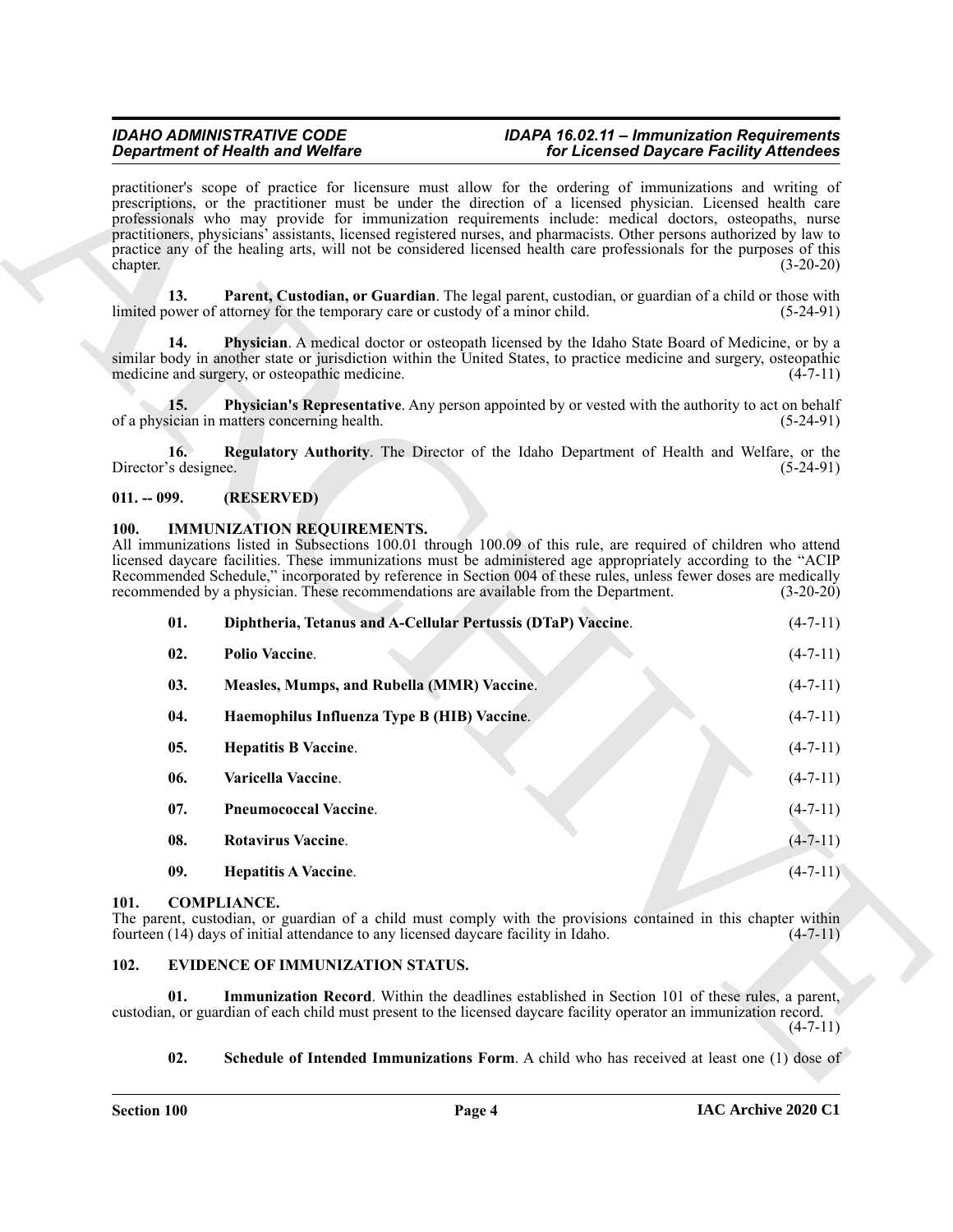practitioner's scope of practice for licensure must allow for the ordering of immunizations and writing of prescriptions, or the practitioner must be under the direction of a licensed physician. Licensed health care professionals who may provide for immunization requirements include: medical doctors, osteopaths, nurse practitioners, physicians' assistants, licensed registered nurses, and pharmacists. Other persons authorized by law to practice any of the healing arts, will not be considered licensed health care professionals for the purposes of this chapter. (3-20-20)

**13. Parent, Custodian, or Guardian**. The legal parent, custodian, or guardian of a child or those with limited power of attorney for the temporary care or custody of a minor child. (5-24-91)

**14. Physician**. A medical doctor or osteopath licensed by the Idaho State Board of Medicine, or by a similar body in another state or jurisdiction within the United States, to practice medicine and surgery, osteopathic medicine and surgery, or osteopathic medicine. (4-7-11)

**15. Physician's Representative**. Any person appointed by or vested with the authority to act on behalf of a physician in matters concerning health. (5-24-91)

**16. Regulatory Authority**. The Director of the Idaho Department of Health and Welfare, or the Director's designee. (5-24-91)

## 011. -- 099. (RESERVED)

## 100. IMMUNIZATION REQUIREMENTS.

All immunizations listed in Subsections 100.01 through 100.09 of this rule, are required of children who attend licensed daycare facilities. These immunizations must be administered age appropriately according to the "ACIP Recommended Schedule," incorporated by reference in Section 004 of these rules, unless fewer doses are medically recommended by a physician. These recommendations are available from the Department. (3-20-20)

**01. Diphtheria, Tetanus and A-Cellular Pertussis (DTaP) Vaccine**. (4-7-11)

**02. Polio Vaccine**. (4-7-11)

**03. Measles, Mumps, and Rubella (MMR) Vaccine**. (4-7-11)

**04. Haemophilus Influenza Type B (HIB) Vaccine**. (4-7-11)

**05. Hepatitis B Vaccine**. (4-7-11)

**06. Varicella Vaccine**. (4-7-11)

**07. Pneumococcal Vaccine**. (4-7-11)

**08. Rotavirus Vaccine**. (4-7-11)

**09. Hepatitis A Vaccine**. (4-7-11)

## 101. COMPLIANCE.

The parent, custodian, or guardian of a child must comply with the provisions contained in this chapter within fourteen (14) days of initial attendance to any licensed daycare facility in Idaho. (4-7-11)

## 102. EVIDENCE OF IMMUNIZATION STATUS.

**01. Immunization Record**. Within the deadlines established in Section 101 of these rules, a parent, custodian, or guardian of each child must present to the licensed daycare facility operator an immunization record. (4-7-11)

**02. Schedule of Intended Immunizations Form**. A child who has received at least one (1) dose of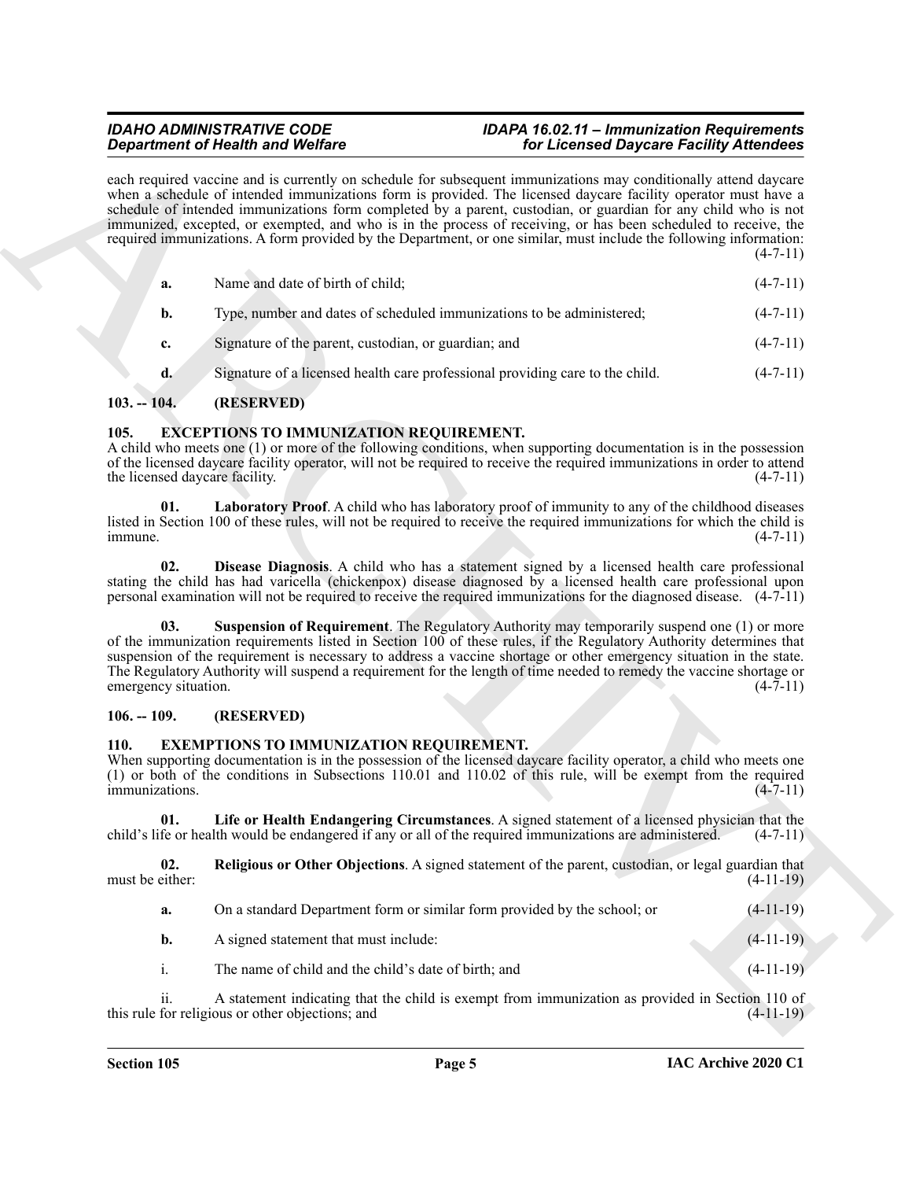each required vaccine and is currently on schedule for subsequent immunizations may conditionally attend daycare when a schedule of intended immunizations form is provided. The licensed daycare facility operator must have a schedule of intended immunizations form completed by a parent, custodian, or guardian for any child who is not immunized, excepted, or exempted, and who is in the process of receiving, or has been scheduled to receive, the required immunizations. A form provided by the Department, or one similar, must include the following information: (4-7-11)

**a.** Name and date of birth of child; (4-7-11)

**b.** Type, number and dates of scheduled immunizations to be administered; (4-7-11)

**c.** Signature of the parent, custodian, or guardian; and (4-7-11)

**d.** Signature of a licensed health care professional providing care to the child. (4-7-11)

## 103. -- 104. (RESERVED)

## 105. EXCEPTIONS TO IMMUNIZATION REQUIREMENT.

A child who meets one (1) or more of the following conditions, when supporting documentation is in the possession of the licensed daycare facility operator, will not be required to receive the required immunizations in order to attend the licensed daycare facility. (4-7-11)

**01. Laboratory Proof**. A child who has laboratory proof of immunity to any of the childhood diseases listed in Section 100 of these rules, will not be required to receive the required immunizations for which the child is immune. (4-7-11)

**02. Disease Diagnosis**. A child who has a statement signed by a licensed health care professional stating the child has had varicella (chickenpox) disease diagnosed by a licensed health care professional upon personal examination will not be required to receive the required immunizations for the diagnosed disease. (4-7-11)

**03. Suspension of Requirement**. The Regulatory Authority may temporarily suspend one (1) or more of the immunization requirements listed in Section 100 of these rules, if the Regulatory Authority determines that suspension of the requirement is necessary to address a vaccine shortage or other emergency situation in the state. The Regulatory Authority will suspend a requirement for the length of time needed to remedy the vaccine shortage or emergency situation. (4-7-11)

## 106. -- 109. (RESERVED)

## 110. EXEMPTIONS TO IMMUNIZATION REQUIREMENT.

When supporting documentation is in the possession of the licensed daycare facility operator, a child who meets one (1) or both of the conditions in Subsections 110.01 and 110.02 of this rule, will be exempt from the required immunizations. (4-7-11)

**01. Life or Health Endangering Circumstances**. A signed statement of a licensed physician that the child's life or health would be endangered if any or all of the required immunizations are administered. (4-7-11)

**02. Religious or Other Objections**. A signed statement of the parent, custodian, or legal guardian that must be either: (4-11-19)

**a.** On a standard Department form or similar form provided by the school; or (4-11-19)

**b.** A signed statement that must include: (4-11-19)

i. The name of child and the child's date of birth; and (4-11-19)

ii. A statement indicating that the child is exempt from immunization as provided in Section 110 of this rule for religious or other objections; and (4-11-19)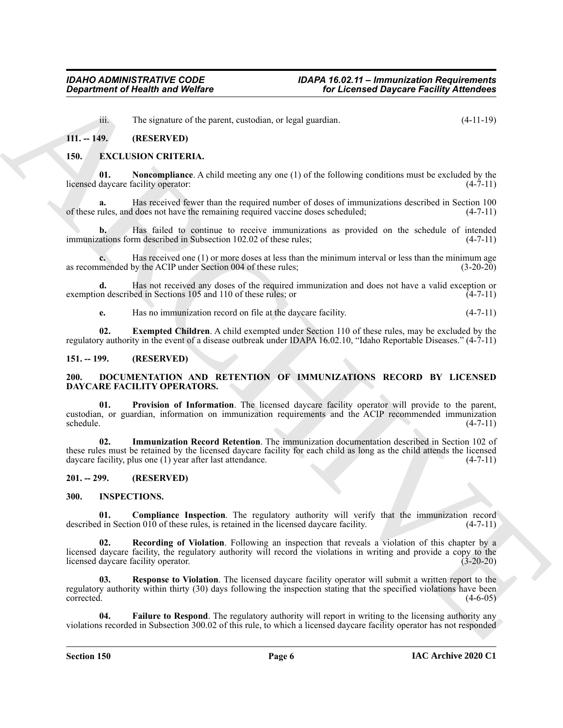iii. The signature of the parent, custodian, or legal guardian. (4-11-19)

## 111. -- 149. (RESERVED)

## 150. EXCLUSION CRITERIA.

**01. Noncompliance**. A child meeting any one (1) of the following conditions must be excluded by the licensed daycare facility operator: (4-7-11)

**a.** Has received fewer than the required number of doses of immunizations described in Section 100 of these rules, and does not have the remaining required vaccine doses scheduled; (4-7-11)

**b.** Has failed to continue to receive immunizations as provided on the schedule of intended immunizations form described in Subsection 102.02 of these rules; (4-7-11)

**c.** Has received one (1) or more doses at less than the minimum interval or less than the minimum age as recommended by the ACIP under Section 004 of these rules; (3-20-20)

**d.** Has not received any doses of the required immunization and does not have a valid exception or exemption described in Sections 105 and 110 of these rules; or (4-7-11)

**e.** Has no immunization record on file at the daycare facility. (4-7-11)

**02. Exempted Children**. A child exempted under Section 110 of these rules, may be excluded by the regulatory authority in the event of a disease outbreak under IDAPA 16.02.10, "Idaho Reportable Diseases." (4-7-11)

## 151. -- 199. (RESERVED)

## 200. DOCUMENTATION AND RETENTION OF IMMUNIZATIONS RECORD BY LICENSED DAYCARE FACILITY OPERATORS.

**01. Provision of Information**. The licensed daycare facility operator will provide to the parent, custodian, or guardian, information on immunization requirements and the ACIP recommended immunization schedule. (4-7-11)

**02. Immunization Record Retention**. The immunization documentation described in Section 102 of these rules must be retained by the licensed daycare facility for each child as long as the child attends the licensed daycare facility, plus one (1) year after last attendance. (4-7-11)

## 201. -- 299. (RESERVED)

## 300. INSPECTIONS.

**01. Compliance Inspection**. The regulatory authority will verify that the immunization record described in Section 010 of these rules, is retained in the licensed daycare facility. (4-7-11)

**02. Recording of Violation**. Following an inspection that reveals a violation of this chapter by a licensed daycare facility, the regulatory authority will record the violations in writing and provide a copy to the licensed daycare facility operator. (3-20-20)

**03. Response to Violation**. The licensed daycare facility operator will submit a written report to the regulatory authority within thirty (30) days following the inspection stating that the specified violations have been corrected. (4-6-05)

**04. Failure to Respond**. The regulatory authority will report in writing to the licensing authority any violations recorded in Subsection 300.02 of this rule, to which a licensed daycare facility operator has not responded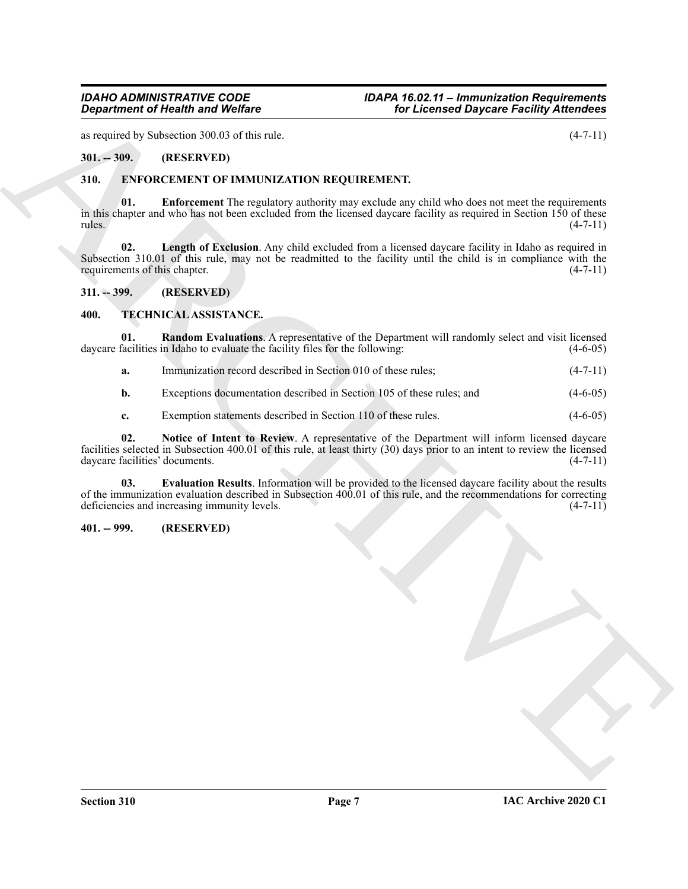as required by Subsection 300.03 of this rule. (4-7-11)

### 301. -- 309. (RESERVED)

### 310. ENFORCEMENT OF IMMUNIZATION REQUIREMENT.

**01. Enforcement** The regulatory authority may exclude any child who does not meet the requirements in this chapter and who has not been excluded from the licensed daycare facility as required in Section 150 of these rules. (4-7-11)

**02. Length of Exclusion**. Any child excluded from a licensed daycare facility in Idaho as required in Subsection 310.01 of this rule, may not be readmitted to the facility until the child is in compliance with the requirements of this chapter. (4-7-11)

### 311. -- 399. (RESERVED)

### 400. TECHNICAL ASSISTANCE.

**01. Random Evaluations**. A representative of the Department will randomly select and visit licensed daycare facilities in Idaho to evaluate the facility files for the following: (4-6-05)

**a.** Immunization record described in Section 010 of these rules; (4-7-11)

**b.** Exceptions documentation described in Section 105 of these rules; and (4-6-05)

**c.** Exemption statements described in Section 110 of these rules. (4-6-05)

**02. Notice of Intent to Review**. A representative of the Department will inform licensed daycare facilities selected in Subsection 400.01 of this rule, at least thirty (30) days prior to an intent to review the licensed daycare facilities' documents. (4-7-11)

**03. Evaluation Results**. Information will be provided to the licensed daycare facility about the results of the immunization evaluation described in Subsection 400.01 of this rule, and the recommendations for correcting deficiencies and increasing immunity levels. (4-7-11)

### 401. -- 999. (RESERVED)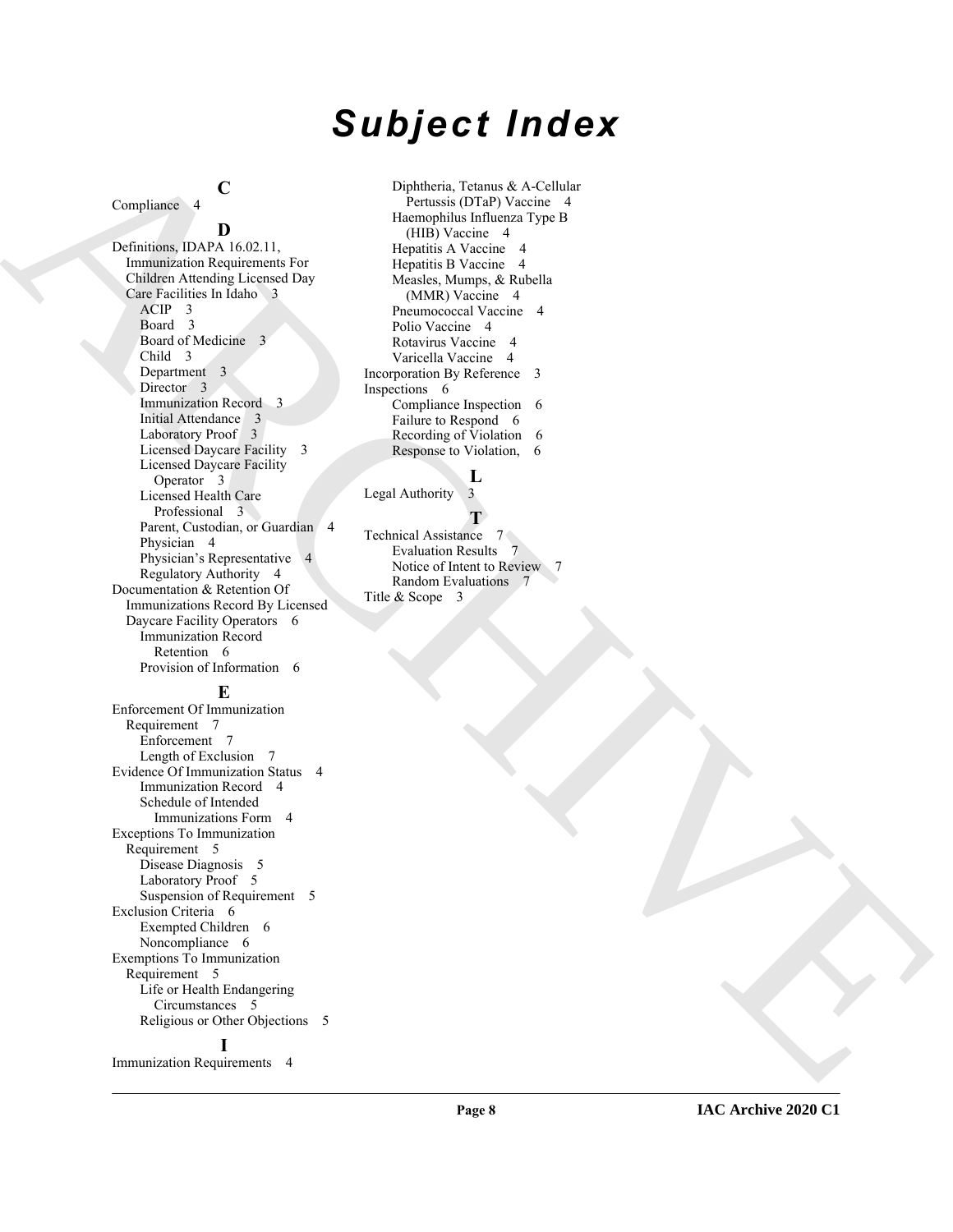# Subject Index

**C**

Compliance 4

**D**

Definitions, IDAPA 16.02.11, Immunization Requirements For Children Attending Licensed Day Care Facilities In Idaho 3
- ACIP 3
- Board 3
- Board of Medicine 3
- Child 3
- Department 3
- Director 3
- Immunization Record 3
- Initial Attendance 3
- Laboratory Proof 3
- Licensed Daycare Facility 3
- Licensed Daycare Facility Operator 3
- Licensed Health Care Professional 3
- Parent, Custodian, or Guardian 4
- Physician 4
- Physician's Representative 4
- Regulatory Authority 4

Documentation & Retention Of Immunizations Record By Licensed Daycare Facility Operators 6
- Immunization Record Retention 6
- Provision of Information 6

**E**

Enforcement Of Immunization Requirement 7
- Enforcement 7
- Length of Exclusion 7

Evidence Of Immunization Status 4
- Immunization Record 4
- Schedule of Intended Immunizations Form 4

Exceptions To Immunization Requirement 5
- Disease Diagnosis 5
- Laboratory Proof 5
- Suspension of Requirement 5

Exclusion Criteria 6
- Exempted Children 6
- Noncompliance 6

Exemptions To Immunization Requirement 5
- Life or Health Endangering Circumstances 5
- Religious or Other Objections 5

**I**

Immunization Requirements 4
- Diphtheria, Tetanus & A-Cellular Pertussis (DTaP) Vaccine 4
- Haemophilus Influenza Type B (HIB) Vaccine 4
- Hepatitis A Vaccine 4
- Hepatitis B Vaccine 4
- Measles, Mumps, & Rubella (MMR) Vaccine 4
- Pneumococcal Vaccine 4
- Polio Vaccine 4
- Rotavirus Vaccine 4
- Varicella Vaccine 4

Incorporation By Reference 3

Inspections 6
- Compliance Inspection 6
- Failure to Respond 6
- Recording of Violation 6
- Response to Violation, 6

**L**

Legal Authority 3

**T**

Technical Assistance 7
- Evaluation Results 7
- Notice of Intent to Review 7
- Random Evaluations 7

Title & Scope 3